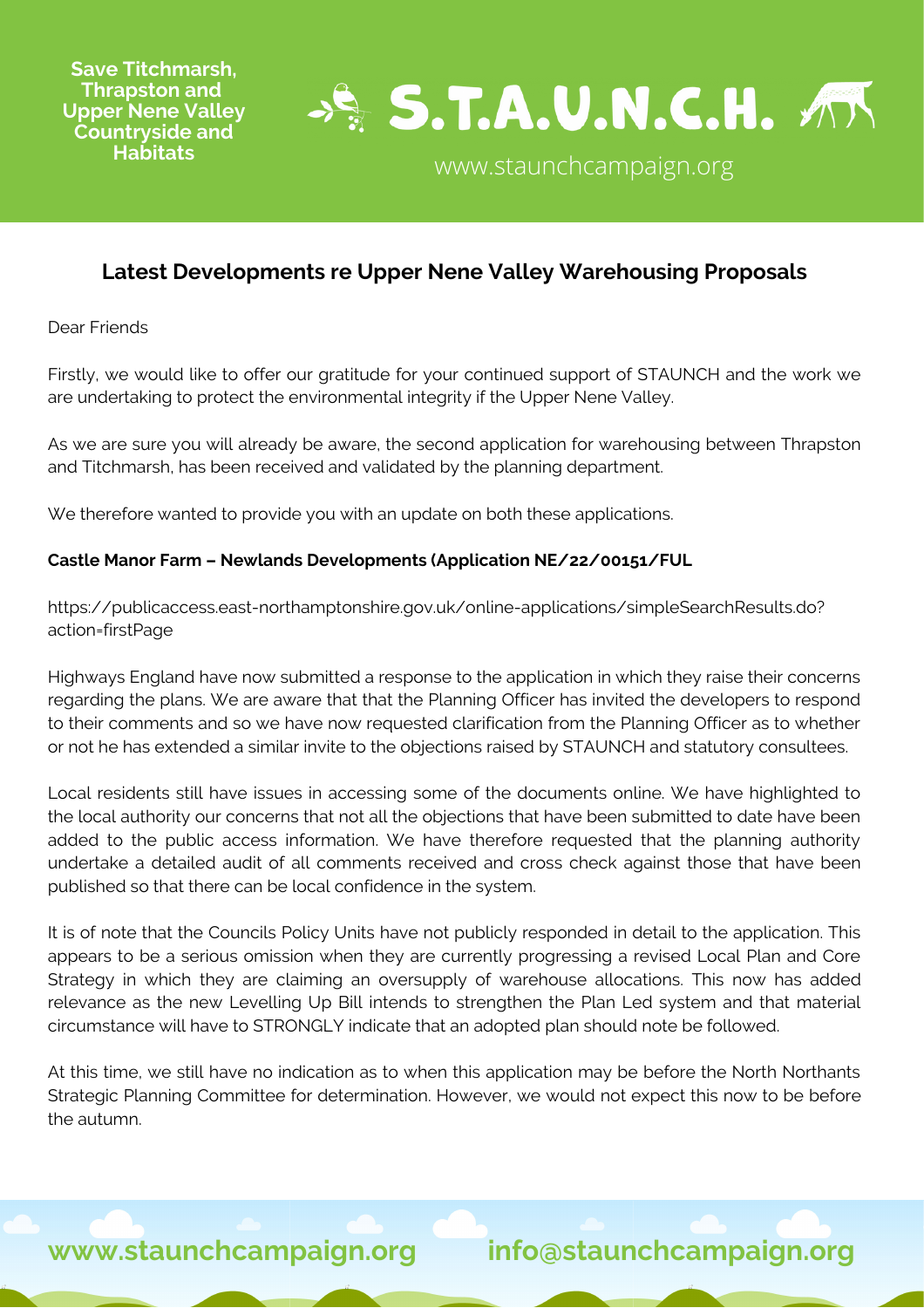Save Titchmarsh, Thrapston and Upper Nene Valley Countryside and Habitats

# S.T.A.U.N.C.H.

www.staunchcampaign.org

## Latest Developments re Upper Nene Valley Warehousing Proposals

Dear Friends

Firstly, we would like to offer our gratitude for your continued support of STAUNCH and the work we are undertaking to protect the environmental integrity if the Upper Nene Valley.

As we are sure you will already be aware, the second application for warehousing between Thrapston and Titchmarsh, has been received and validated by the planning department.

We therefore wanted to provide you with an update on both these applications.

**Castle Manor Farm – Newlands Developments (Application NE/22/00151/FUL**

https://publicaccess.east-northamptonshire.gov.uk/online-applications/simpleSearchResults.do?action=firstPage

Highways England have now submitted a response to the application in which they raise their concerns regarding the plans. We are aware that that the Planning Officer has invited the developers to respond to their comments and so we have now requested clarification from the Planning Officer as to whether or not he has extended a similar invite to the objections raised by STAUNCH and statutory consultees.

Local residents still have issues in accessing some of the documents online. We have highlighted to the local authority our concerns that not all the objections that have been submitted to date have been added to the public access information. We have therefore requested that the planning authority undertake a detailed audit of all comments received and cross check against those that have been published so that there can be local confidence in the system.

It is of note that the Councils Policy Units have not publicly responded in detail to the application. This appears to be a serious omission when they are currently progressing a revised Local Plan and Core Strategy in which they are claiming an oversupply of warehouse allocations. This now has added relevance as the new Levelling Up Bill intends to strengthen the Plan Led system and that material circumstance will have to STRONGLY indicate that an adopted plan should note be followed.

At this time, we still have no indication as to when this application may be before the North Northants Strategic Planning Committee for determination. However, we would not expect this now to be before the autumn.

www.staunchcampaign.org info@staunchcampaign.org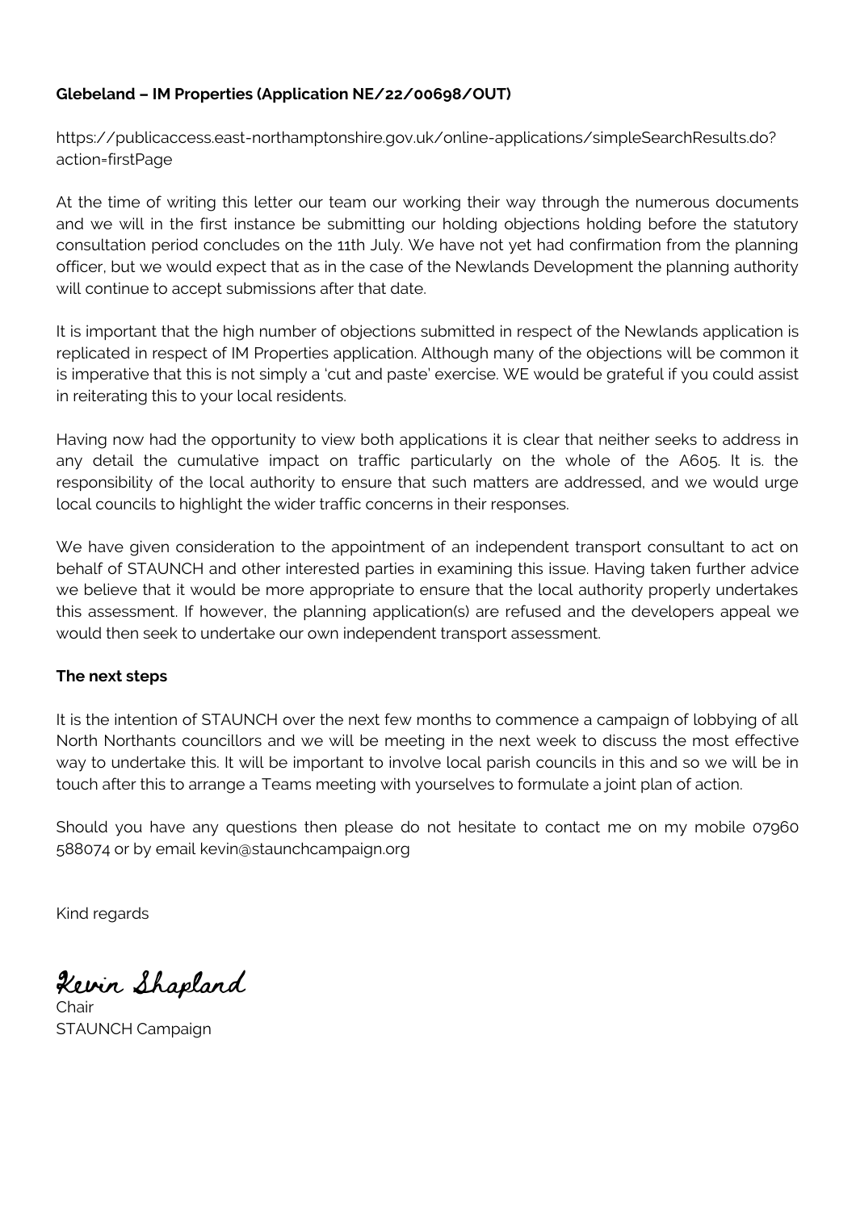**Glebeland – IM Properties (Application NE/22/00698/OUT)**

https://publicaccess.east-northamptonshire.gov.uk/online-applications/simpleSearchResults.do?action=firstPage

At the time of writing this letter our team our working their way through the numerous documents and we will in the first instance be submitting our holding objections holding before the statutory consultation period concludes on the 11th July. We have not yet had confirmation from the planning officer, but we would expect that as in the case of the Newlands Development the planning authority will continue to accept submissions after that date.

It is important that the high number of objections submitted in respect of the Newlands application is replicated in respect of IM Properties application. Although many of the objections will be common it is imperative that this is not simply a 'cut and paste' exercise. WE would be grateful if you could assist in reiterating this to your local residents.

Having now had the opportunity to view both applications it is clear that neither seeks to address in any detail the cumulative impact on traffic particularly on the whole of the A605. It is. the responsibility of the local authority to ensure that such matters are addressed, and we would urge local councils to highlight the wider traffic concerns in their responses.

We have given consideration to the appointment of an independent transport consultant to act on behalf of STAUNCH and other interested parties in examining this issue. Having taken further advice we believe that it would be more appropriate to ensure that the local authority properly undertakes this assessment. If however, the planning application(s) are refused and the developers appeal we would then seek to undertake our own independent transport assessment.

**The next steps**

It is the intention of STAUNCH over the next few months to commence a campaign of lobbying of all North Northants councillors and we will be meeting in the next week to discuss the most effective way to undertake this. It will be important to involve local parish councils in this and so we will be in touch after this to arrange a Teams meeting with yourselves to formulate a joint plan of action.

Should you have any questions then please do not hesitate to contact me on my mobile 07960 588074 or by email kevin@staunchcampaign.org

Kind regards

*Kevin Shapland*

Chair
STAUNCH Campaign